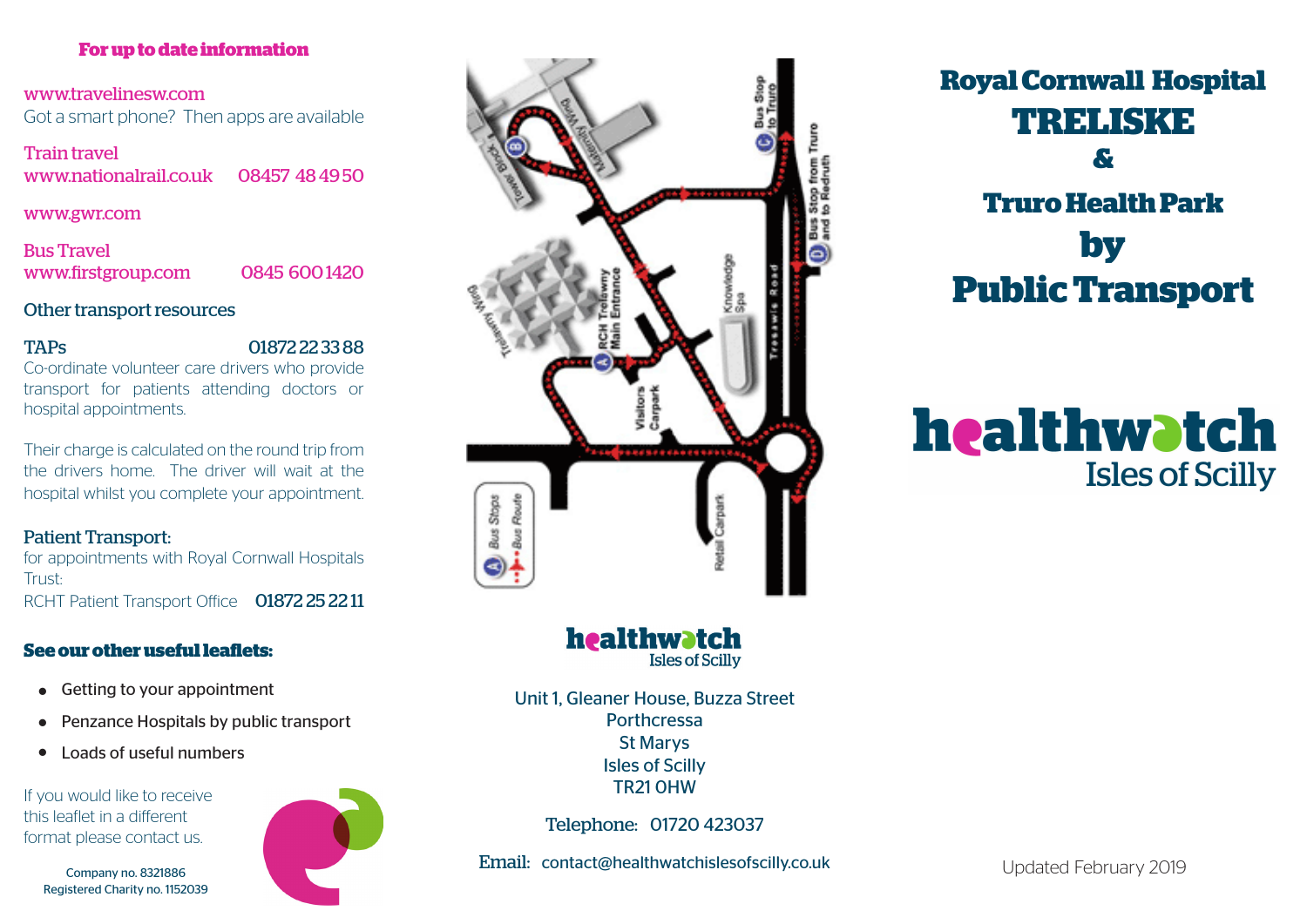**For up to date information**

www.travelinesw.com
Got a smart phone? Then apps are available

Train travel
www.nationalrail.co.uk 08457 48 49 50

www.gwr.com

Bus Travel
www.firstgroup.com 0845 600 1420

Other transport resources

TAPs 01872 22 33 88
Co-ordinate volunteer care drivers who provide transport for patients attending doctors or hospital appointments.

Their charge is calculated on the round trip from the drivers home. The driver will wait at the hospital whilst you complete your appointment.

Patient Transport:
for appointments with Royal Cornwall Hospitals Trust:
RCHT Patient Transport Office 01872 25 22 11

**See our other useful leaflets:**

- Getting to your appointment
- Penzance Hospitals by public transport
- Loads of useful numbers

If you would like to receive this leaflet in a different format please contact us.

Company no. 8321886
Registered Charity no. 1152039

Tower Block, Maternity Wing, Trelawny Wing, RCH Trelawny Main Entrance, Visitors Carpark, Knowledge Spa, Treliske Road, Retail Carpark, Bus Stop to Truro, Bus Stop from Truro and to Redruth, Bus Stops, Bus Route

healthwatch Isles of Scilly

Unit 1, Gleaner House, Buzza Street
Porthcressa
St Marys
Isles of Scilly
TR21 0HW

Telephone: 01720 423037

Email: contact@healthwatchislesofscilly.co.uk

# Royal Cornwall Hospital TRELISKE & Truro Health Park by Public Transport

healthwatch Isles of Scilly

Updated February 2019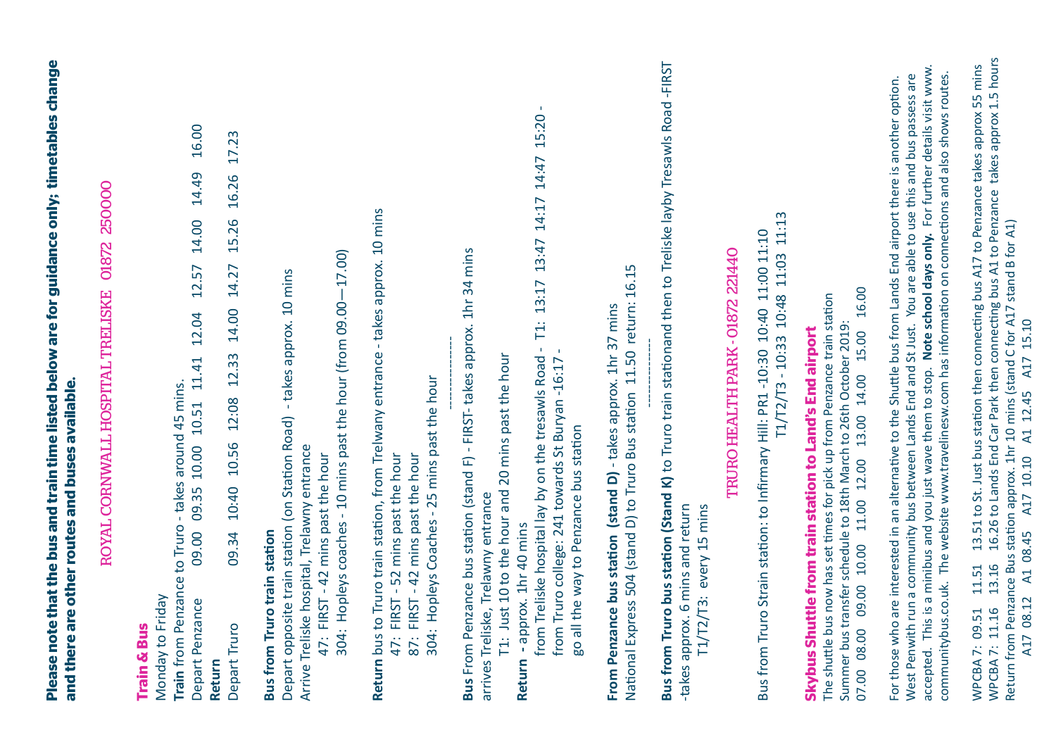**Please note that the bus and train time listed below are for guidance only; timetables change and there are other routes and buses available.**

## ROYAL CORNWALL HOSPITAL TRELISKE 01872 250000

### Train & Bus

Monday to Friday

**Train** from Penzance to Truro - takes around 45 mins.

Depart Penzance 09.00 09.35 10.00 10.51 11.41 12.04 12.57 14.00 14.49 16.00

**Return**

Depart Truro 09.34 10:40 10.56 12:08 12.33 14.00 14.27 15.26 16.26 17.23

**Bus from Truro train station**

Depart opposite train station (on Station Road) - takes approx. 10 mins

Arrive Treliske hospital, Trelawny entrance

47: FIRST - 42 mins past the hour

304: Hopleys coaches - 10 mins past the hour (from 09.00—17.00)

**Return** bus to Truro train station, from Trelawny entrance - takes approx. 10 mins

47: FIRST - 52 mins past the hour

87: FIRST - 42 mins past the hour

304: Hopleys Coaches - 25 mins past the hour

---

**Bus** From Penzance bus station (stand F) - FIRST- takes approx. 1hr 34 mins arrives Treliske, Trelawny entrance

T1: Just 10 to the hour and 20 mins past the hour

**Return** - approx. 1hr 40 mins

from Treliske hospital lay by on the tresawls Road - T1: 13:17 13:47 14:17 14:47 15:20 - from Truro college: 241 towards St Buryan -16:17 - go all the way to Penzance bus station

**From Penzance bus station (stand D)** - takes approx. 1hr 37 mins

National Express 504 (stand D) to Truro Bus station 11.50 return: 16.15

---

**Bus from Truro bus station (Stand K)** to Truro train stationand then to Treliske layby Tresawls Road -FIRST -takes approx. 6 mins and return

T1/T2/T3: every 15 mins

## TRURO HEALTH PARK - 01872 221440

Bus from Truro Strain station: to Infirmary Hill: PR1 -10:30 10:40 11:00 11:10

T1/T2/T3 - 10:33 10:48 11:03 11:13

### Skybus Shuttle from train station to Land's End airport

The shuttle bus now has set times for pick up from Penzance train station

Summer bus transfer schedule to 18th March to 26th October 2019:

07.00 08.00 09.00 10.00 11.00 12.00 13.00 14.00 15.00 16.00

For those who are interested in an alternative to the Shuttle bus from Lands End airport there is another option. West Penwith run a community bus between Lands End and St Just. You are able to use this and bus passess are accepted. This is a minibus and you just wave them to stop. **Note school days only.** For further details visit www.communitybus.co.uk. The website www.travelinesw.com has information on connections and also shows routes.

WPCBA 7: 09.51 11.51 13.51 to St. Just bus station then connecting bus A17 to Penzance takes approx 55 mins

WPCBA 7: 11.16 13.16 16.26 to Lands End Car Park then connecting bus A1 to Penzance takes approx 1.5 hours

Return from Penzance Bus station approx. 1hr 10 mins (stand C for A17 stand B for A1)

A17 08.12 A1 08.45 A17 10.10 A1 12.45 A17 15.10